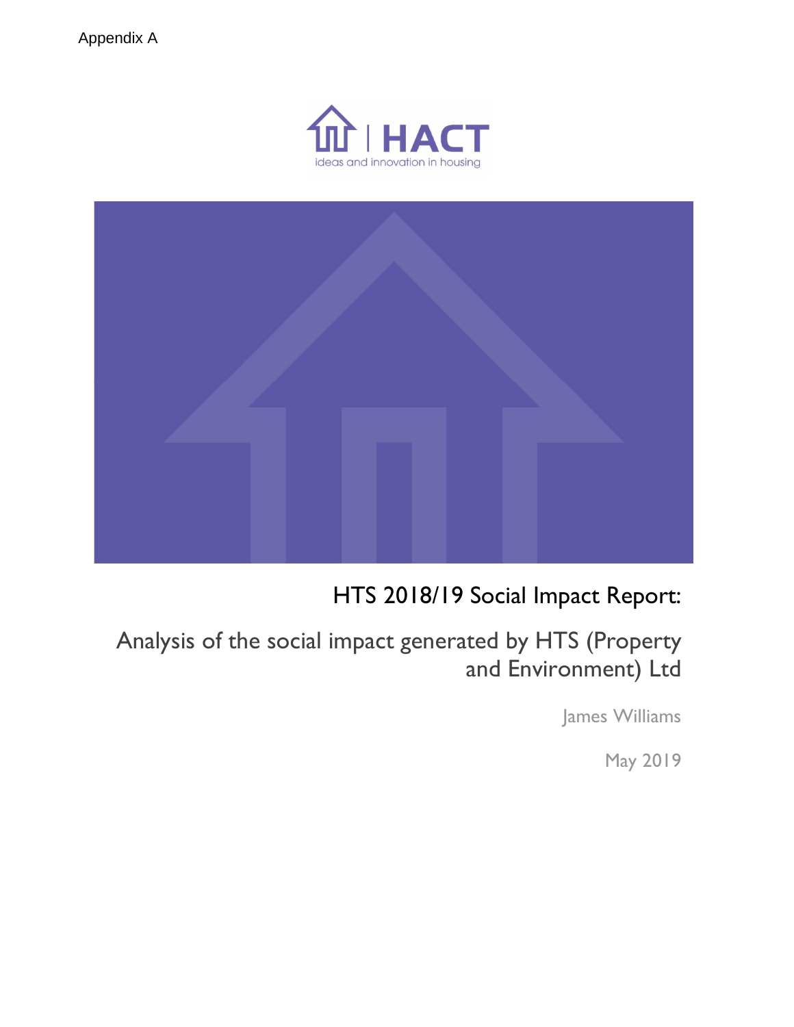Appendix A

HACT
ideas and innovation in housing

# HTS 2018/19 Social Impact Report:

## Analysis of the social impact generated by HTS (Property and Environment) Ltd

James Williams

May 2019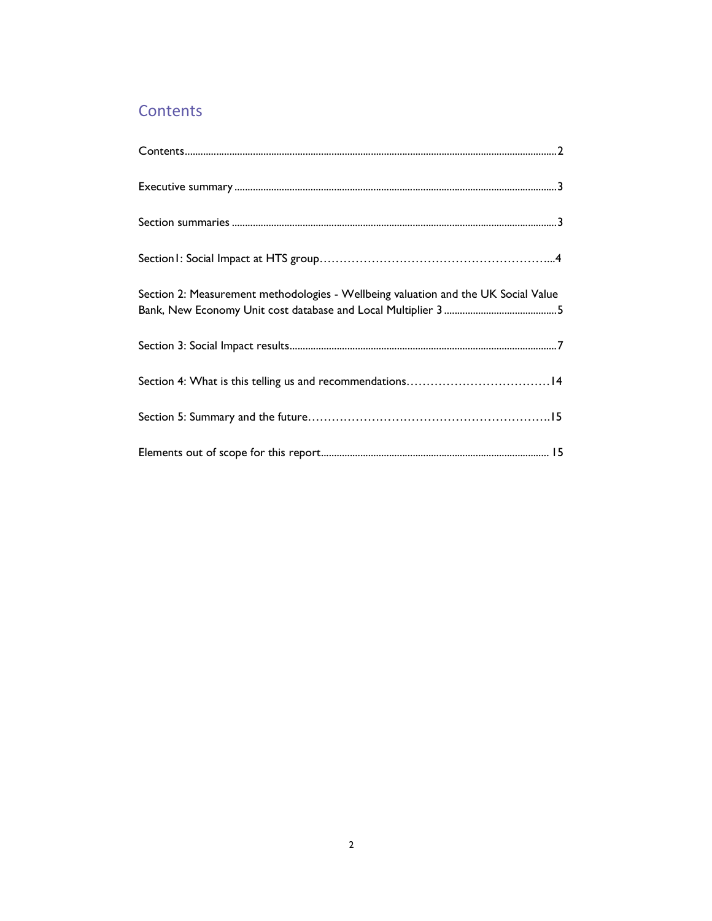## Contents

Contents............................................................................................................................................2

Executive summary...........................................................................................................................3

Section summaries ............................................................................................................................3

Section1: Social Impact at HTS group…………………………………………………...4

Section 2: Measurement methodologies - Wellbeing valuation and the UK Social Value Bank, New Economy Unit cost database and Local Multiplier 3 ...........................................5

Section 3: Social Impact results.......................................................................................................7

Section 4: What is this telling us and recommendations………………………………14

Section 5: Summary and the future…………………………………………………….15

Elements out of scope for this report........................................................................................ 15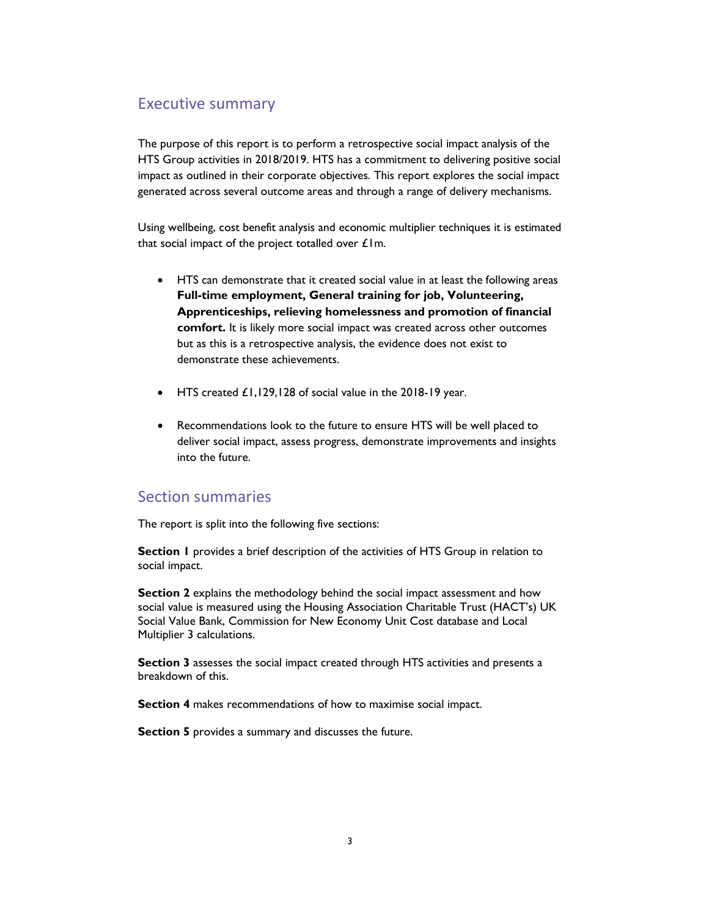## Executive summary

The purpose of this report is to perform a retrospective social impact analysis of the HTS Group activities in 2018/2019. HTS has a commitment to delivering positive social impact as outlined in their corporate objectives. This report explores the social impact generated across several outcome areas and through a range of delivery mechanisms.

Using wellbeing, cost benefit analysis and economic multiplier techniques it is estimated that social impact of the project totalled over £1m.

- HTS can demonstrate that it created social value in at least the following areas **Full-time employment, General training for job, Volunteering, Apprenticeships, relieving homelessness and promotion of financial comfort.** It is likely more social impact was created across other outcomes but as this is a retrospective analysis, the evidence does not exist to demonstrate these achievements.

- HTS created £1,129,128 of social value in the 2018-19 year.

- Recommendations look to the future to ensure HTS will be well placed to deliver social impact, assess progress, demonstrate improvements and insights into the future.

## Section summaries

The report is split into the following five sections:

**Section 1** provides a brief description of the activities of HTS Group in relation to social impact.

**Section 2** explains the methodology behind the social impact assessment and how social value is measured using the Housing Association Charitable Trust (HACT's) UK Social Value Bank, Commission for New Economy Unit Cost database and Local Multiplier 3 calculations.

**Section 3** assesses the social impact created through HTS activities and presents a breakdown of this.

**Section 4** makes recommendations of how to maximise social impact.

**Section 5** provides a summary and discusses the future.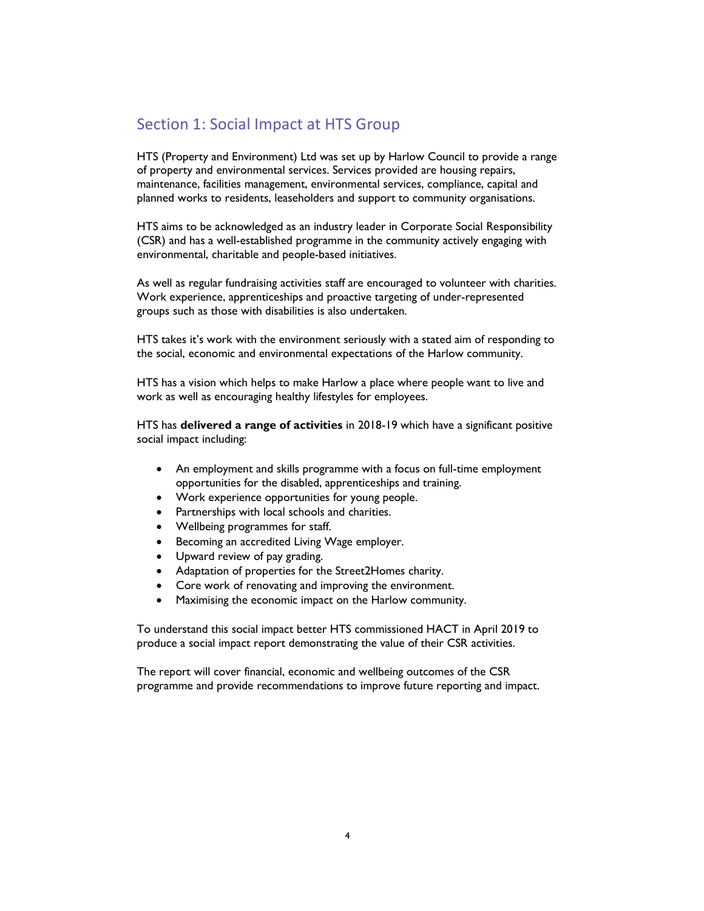## Section 1: Social Impact at HTS Group

HTS (Property and Environment) Ltd was set up by Harlow Council to provide a range of property and environmental services. Services provided are housing repairs, maintenance, facilities management, environmental services, compliance, capital and planned works to residents, leaseholders and support to community organisations.

HTS aims to be acknowledged as an industry leader in Corporate Social Responsibility (CSR) and has a well-established programme in the community actively engaging with environmental, charitable and people-based initiatives.

As well as regular fundraising activities staff are encouraged to volunteer with charities. Work experience, apprenticeships and proactive targeting of under-represented groups such as those with disabilities is also undertaken.

HTS takes it's work with the environment seriously with a stated aim of responding to the social, economic and environmental expectations of the Harlow community.

HTS has a vision which helps to make Harlow a place where people want to live and work as well as encouraging healthy lifestyles for employees.

HTS has **delivered a range of activities** in 2018-19 which have a significant positive social impact including:

- An employment and skills programme with a focus on full-time employment opportunities for the disabled, apprenticeships and training.
- Work experience opportunities for young people.
- Partnerships with local schools and charities.
- Wellbeing programmes for staff.
- Becoming an accredited Living Wage employer.
- Upward review of pay grading.
- Adaptation of properties for the Street2Homes charity.
- Core work of renovating and improving the environment.
- Maximising the economic impact on the Harlow community.

To understand this social impact better HTS commissioned HACT in April 2019 to produce a social impact report demonstrating the value of their CSR activities.

The report will cover financial, economic and wellbeing outcomes of the CSR programme and provide recommendations to improve future reporting and impact.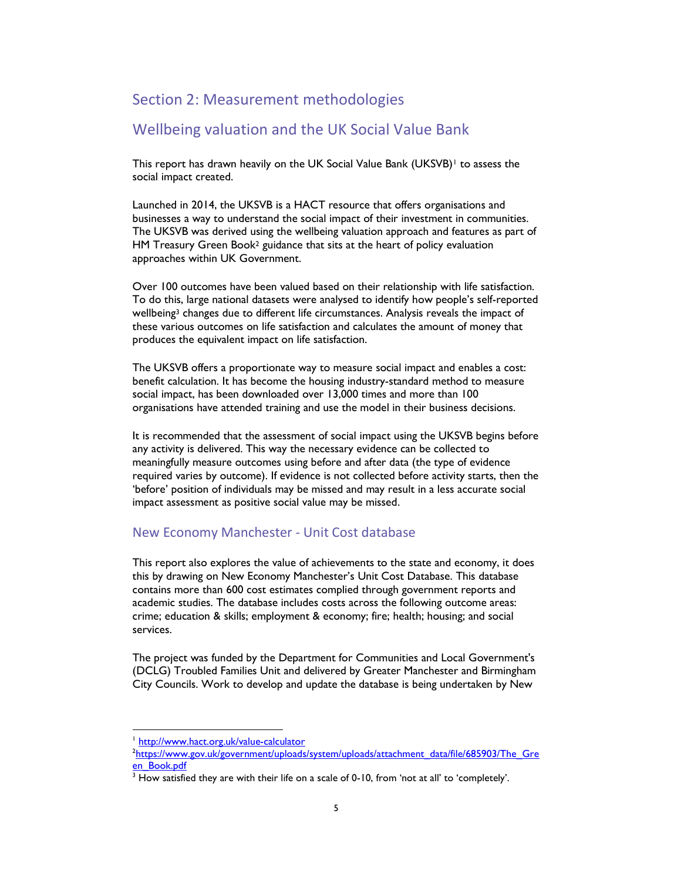## Section 2: Measurement methodologies

## Wellbeing valuation and the UK Social Value Bank

This report has drawn heavily on the UK Social Value Bank (UKSVB)[1] to assess the social impact created.

Launched in 2014, the UKSVB is a HACT resource that offers organisations and businesses a way to understand the social impact of their investment in communities. The UKSVB was derived using the wellbeing valuation approach and features as part of HM Treasury Green Book[2] guidance that sits at the heart of policy evaluation approaches within UK Government.

Over 100 outcomes have been valued based on their relationship with life satisfaction. To do this, large national datasets were analysed to identify how people's self-reported wellbeing[3] changes due to different life circumstances. Analysis reveals the impact of these various outcomes on life satisfaction and calculates the amount of money that produces the equivalent impact on life satisfaction.

The UKSVB offers a proportionate way to measure social impact and enables a cost: benefit calculation. It has become the housing industry-standard method to measure social impact, has been downloaded over 13,000 times and more than 100 organisations have attended training and use the model in their business decisions.

It is recommended that the assessment of social impact using the UKSVB begins before any activity is delivered. This way the necessary evidence can be collected to meaningfully measure outcomes using before and after data (the type of evidence required varies by outcome). If evidence is not collected before activity starts, then the 'before' position of individuals may be missed and may result in a less accurate social impact assessment as positive social value may be missed.

### New Economy Manchester - Unit Cost database

This report also explores the value of achievements to the state and economy, it does this by drawing on New Economy Manchester's Unit Cost Database. This database contains more than 600 cost estimates complied through government reports and academic studies. The database includes costs across the following outcome areas: crime; education & skills; employment & economy; fire; health; housing; and social services.

The project was funded by the Department for Communities and Local Government's (DCLG) Troubled Families Unit and delivered by Greater Manchester and Birmingham City Councils. Work to develop and update the database is being undertaken by New

---

[1] http://www.hact.org.uk/value-calculator

[2] https://www.gov.uk/government/uploads/system/uploads/attachment_data/file/685903/The_Green_Book.pdf

[3] How satisfied they are with their life on a scale of 0-10, from 'not at all' to 'completely'.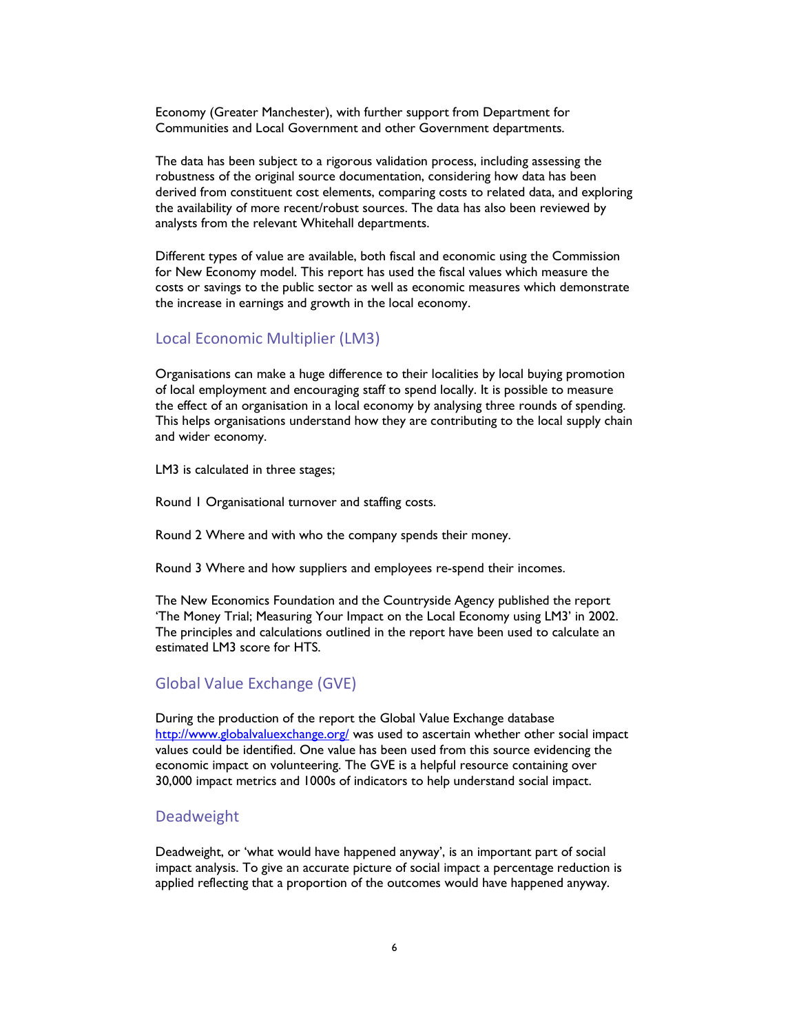Economy (Greater Manchester), with further support from Department for Communities and Local Government and other Government departments.

The data has been subject to a rigorous validation process, including assessing the robustness of the original source documentation, considering how data has been derived from constituent cost elements, comparing costs to related data, and exploring the availability of more recent/robust sources. The data has also been reviewed by analysts from the relevant Whitehall departments.

Different types of value are available, both fiscal and economic using the Commission for New Economy model. This report has used the fiscal values which measure the costs or savings to the public sector as well as economic measures which demonstrate the increase in earnings and growth in the local economy.

## Local Economic Multiplier (LM3)

Organisations can make a huge difference to their localities by local buying promotion of local employment and encouraging staff to spend locally. It is possible to measure the effect of an organisation in a local economy by analysing three rounds of spending. This helps organisations understand how they are contributing to the local supply chain and wider economy.

LM3 is calculated in three stages;

Round 1 Organisational turnover and staffing costs.

Round 2 Where and with who the company spends their money.

Round 3 Where and how suppliers and employees re-spend their incomes.

The New Economics Foundation and the Countryside Agency published the report 'The Money Trial; Measuring Your Impact on the Local Economy using LM3' in 2002. The principles and calculations outlined in the report have been used to calculate an estimated LM3 score for HTS.

## Global Value Exchange (GVE)

During the production of the report the Global Value Exchange database http://www.globalvaluexchange.org/ was used to ascertain whether other social impact values could be identified. One value has been used from this source evidencing the economic impact on volunteering. The GVE is a helpful resource containing over 30,000 impact metrics and 1000s of indicators to help understand social impact.

## Deadweight

Deadweight, or 'what would have happened anyway', is an important part of social impact analysis. To give an accurate picture of social impact a percentage reduction is applied reflecting that a proportion of the outcomes would have happened anyway.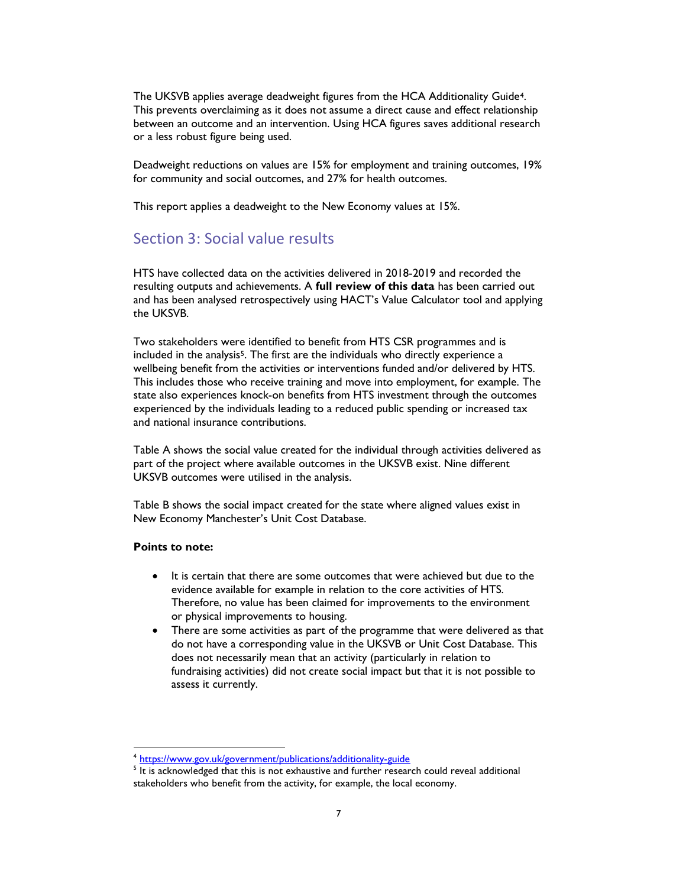The UKSVB applies average deadweight figures from the HCA Additionality Guide[4]. This prevents overclaiming as it does not assume a direct cause and effect relationship between an outcome and an intervention. Using HCA figures saves additional research or a less robust figure being used.

Deadweight reductions on values are 15% for employment and training outcomes, 19% for community and social outcomes, and 27% for health outcomes.

This report applies a deadweight to the New Economy values at 15%.

## Section 3: Social value results

HTS have collected data on the activities delivered in 2018-2019 and recorded the resulting outputs and achievements. A **full review of this data** has been carried out and has been analysed retrospectively using HACT's Value Calculator tool and applying the UKSVB.

Two stakeholders were identified to benefit from HTS CSR programmes and is included in the analysis[5]. The first are the individuals who directly experience a wellbeing benefit from the activities or interventions funded and/or delivered by HTS. This includes those who receive training and move into employment, for example. The state also experiences knock-on benefits from HTS investment through the outcomes experienced by the individuals leading to a reduced public spending or increased tax and national insurance contributions.

Table A shows the social value created for the individual through activities delivered as part of the project where available outcomes in the UKSVB exist. Nine different UKSVB outcomes were utilised in the analysis.

Table B shows the social impact created for the state where aligned values exist in New Economy Manchester's Unit Cost Database.

**Points to note:**

- It is certain that there are some outcomes that were achieved but due to the evidence available for example in relation to the core activities of HTS. Therefore, no value has been claimed for improvements to the environment or physical improvements to housing.
- There are some activities as part of the programme that were delivered as that do not have a corresponding value in the UKSVB or Unit Cost Database. This does not necessarily mean that an activity (particularly in relation to fundraising activities) did not create social impact but that it is not possible to assess it currently.

---

[4] https://www.gov.uk/government/publications/additionality-guide

[5] It is acknowledged that this is not exhaustive and further research could reveal additional stakeholders who benefit from the activity, for example, the local economy.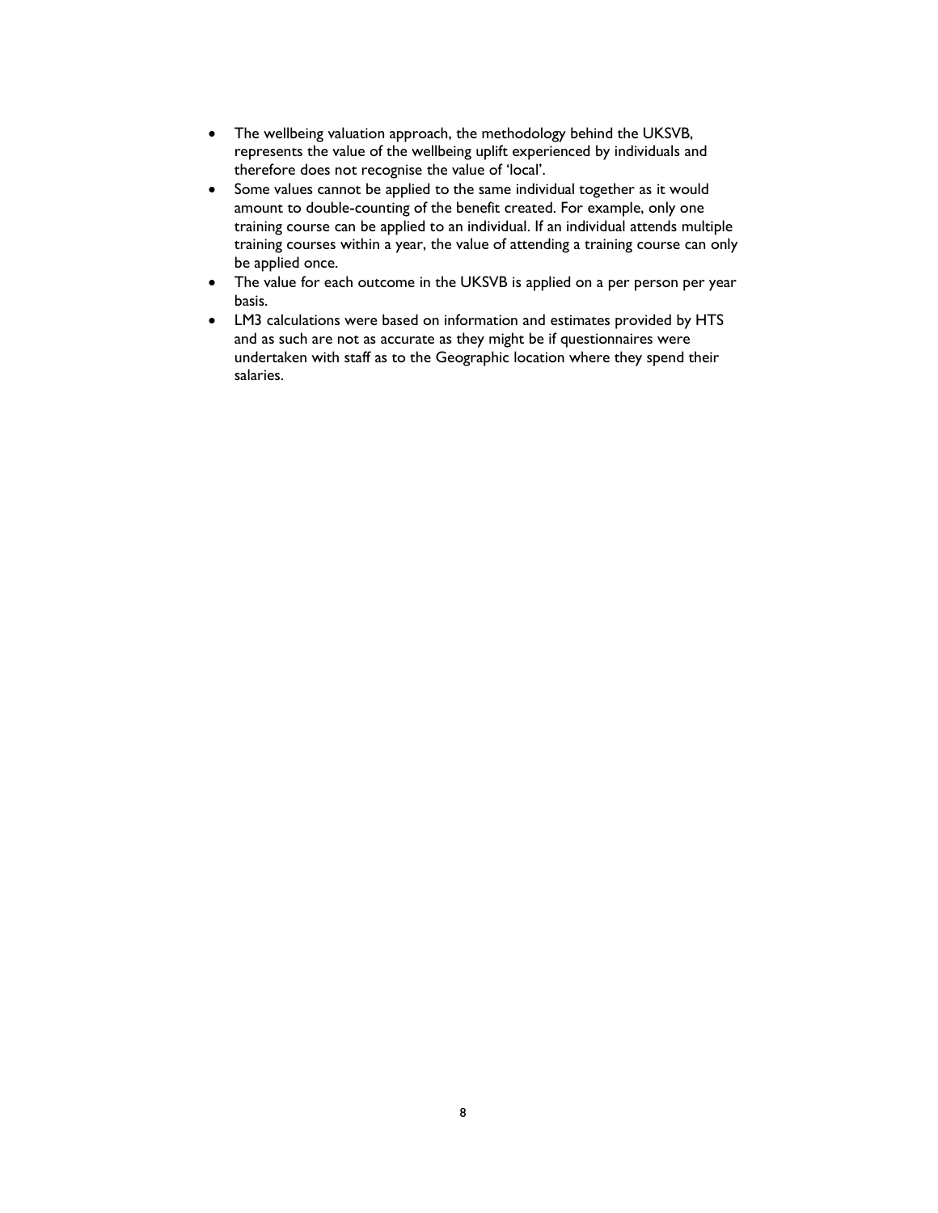- The wellbeing valuation approach, the methodology behind the UKSVB, represents the value of the wellbeing uplift experienced by individuals and therefore does not recognise the value of 'local'.
- Some values cannot be applied to the same individual together as it would amount to double-counting of the benefit created. For example, only one training course can be applied to an individual. If an individual attends multiple training courses within a year, the value of attending a training course can only be applied once.
- The value for each outcome in the UKSVB is applied on a per person per year basis.
- LM3 calculations were based on information and estimates provided by HTS and as such are not as accurate as they might be if questionnaires were undertaken with staff as to the Geographic location where they spend their salaries.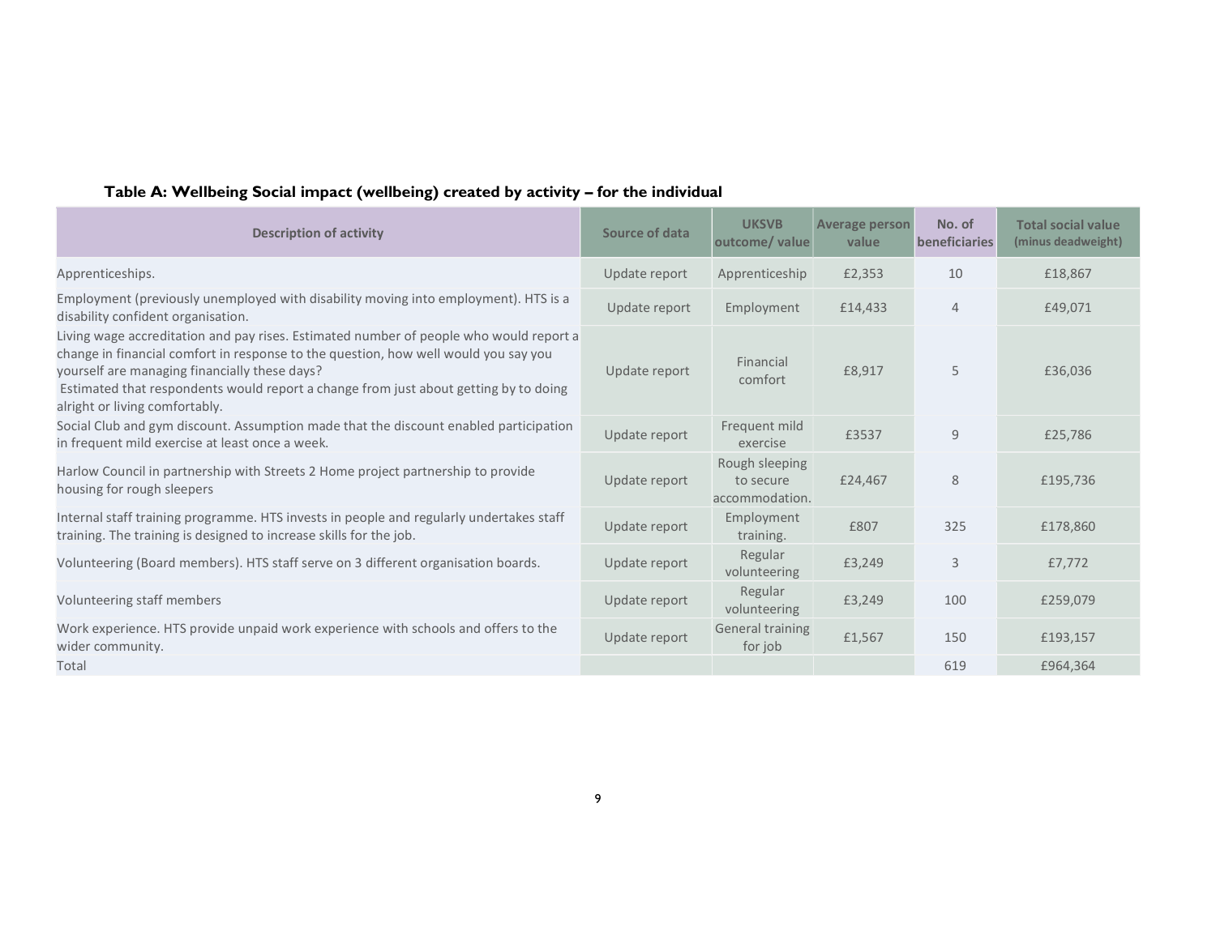**Table A: Wellbeing Social impact (wellbeing) created by activity – for the individual**

| Description of activity | Source of data | UKSVB outcome/ value | Average person value | No. of beneficiaries | Total social value (minus deadweight) |
|---|---|---|---|---|---|
| Apprenticeships. | Update report | Apprenticeship | £2,353 | 10 | £18,867 |
| Employment (previously unemployed with disability moving into employment). HTS is a disability confident organisation. | Update report | Employment | £14,433 | 4 | £49,071 |
| Living wage accreditation and pay rises. Estimated number of people who would report a change in financial comfort in response to the question, how well would you say you yourself are managing financially these days? Estimated that respondents would report a change from just about getting by to doing alright or living comfortably. | Update report | Financial comfort | £8,917 | 5 | £36,036 |
| Social Club and gym discount. Assumption made that the discount enabled participation in frequent mild exercise at least once a week. | Update report | Frequent mild exercise | £3537 | 9 | £25,786 |
| Harlow Council in partnership with Streets 2 Home project partnership to provide housing for rough sleepers | Update report | Rough sleeping to secure accommodation. | £24,467 | 8 | £195,736 |
| Internal staff training programme. HTS invests in people and regularly undertakes staff training. The training is designed to increase skills for the job. | Update report | Employment training. | £807 | 325 | £178,860 |
| Volunteering (Board members). HTS staff serve on 3 different organisation boards. | Update report | Regular volunteering | £3,249 | 3 | £7,772 |
| Volunteering staff members | Update report | Regular volunteering | £3,249 | 100 | £259,079 |
| Work experience. HTS provide unpaid work experience with schools and offers to the wider community. | Update report | General training for job | £1,567 | 150 | £193,157 |
| Total | | | | 619 | £964,364 |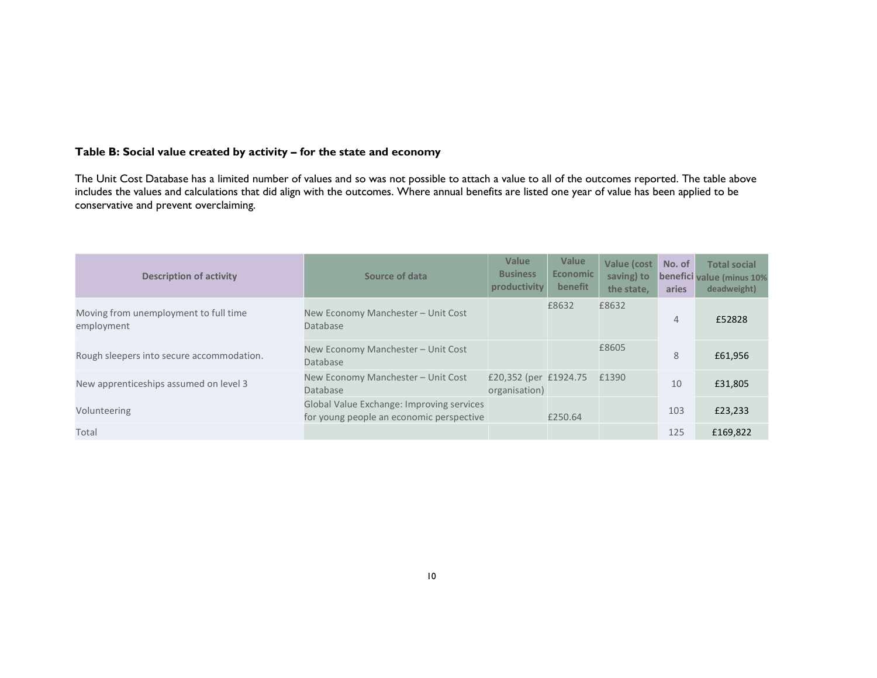**Table B: Social value created by activity – for the state and economy**

The Unit Cost Database has a limited number of values and so was not possible to attach a value to all of the outcomes reported. The table above includes the values and calculations that did align with the outcomes. Where annual benefits are listed one year of value has been applied to be conservative and prevent overclaiming.

| Description of activity | Source of data | Value Business productivity | Value Economic benefit | Value (cost saving) to the state, | No. of beneficiaries | Total social value (minus 10% deadweight) |
|---|---|---|---|---|---|---|
| Moving from unemployment to full time employment | New Economy Manchester – Unit Cost Database | | £8632 | £8632 | 4 | £52828 |
| Rough sleepers into secure accommodation. | New Economy Manchester – Unit Cost Database | | | £8605 | 8 | £61,956 |
| New apprenticeships assumed on level 3 | New Economy Manchester – Unit Cost Database | £20,352 (per organisation) | £1924.75 | £1390 | 10 | £31,805 |
| Volunteering | Global Value Exchange: Improving services for young people an economic perspective | | £250.64 | | 103 | £23,233 |
| Total | | | | | 125 | £169,822 |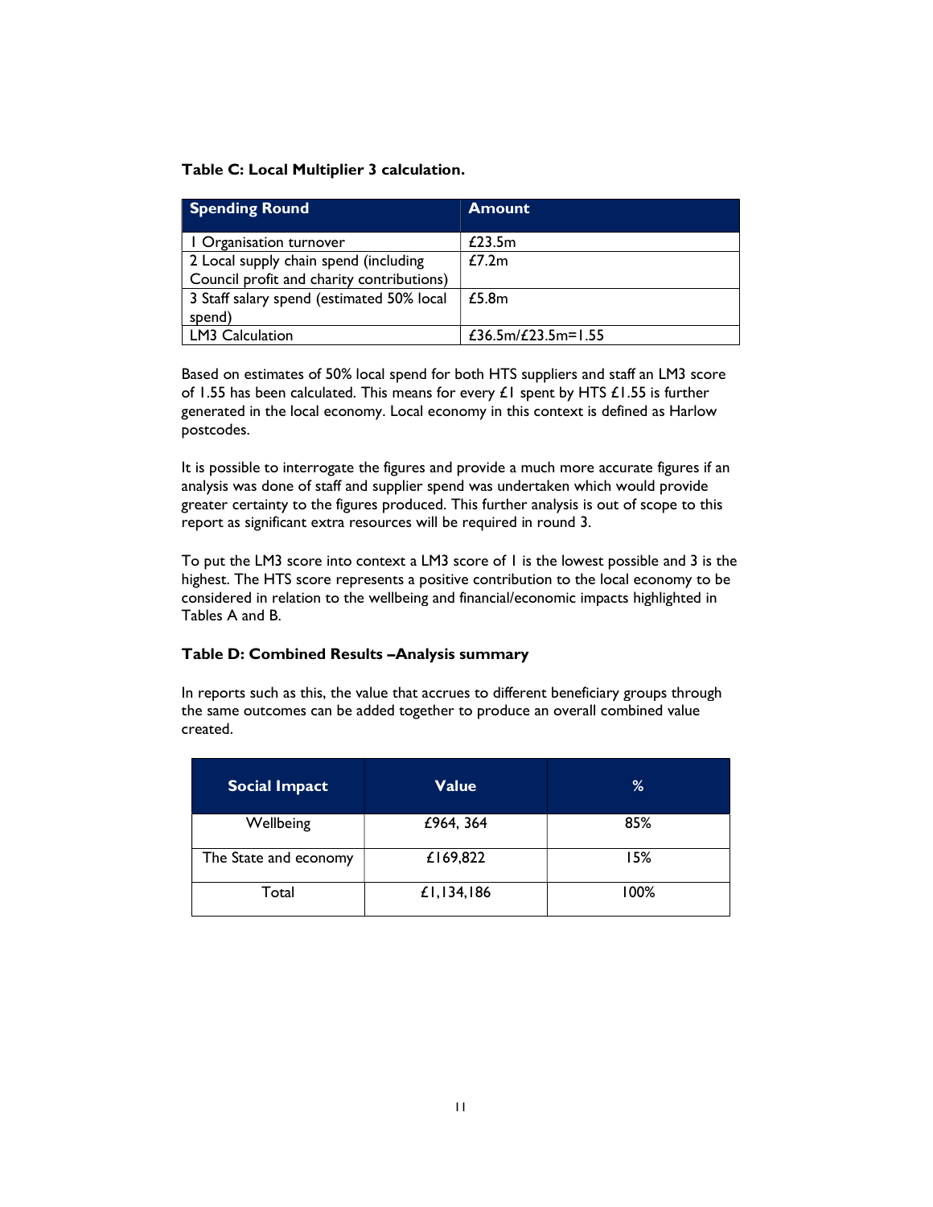**Table C: Local Multiplier 3 calculation.**

| Spending Round | Amount |
|---|---|
| 1 Organisation turnover | £23.5m |
| 2 Local supply chain spend (including Council profit and charity contributions) | £7.2m |
| 3 Staff salary spend (estimated 50% local spend) | £5.8m |
| LM3 Calculation | £36.5m/£23.5m=1.55 |

Based on estimates of 50% local spend for both HTS suppliers and staff an LM3 score of 1.55 has been calculated. This means for every £1 spent by HTS £1.55 is further generated in the local economy. Local economy in this context is defined as Harlow postcodes.

It is possible to interrogate the figures and provide a much more accurate figures if an analysis was done of staff and supplier spend was undertaken which would provide greater certainty to the figures produced. This further analysis is out of scope to this report as significant extra resources will be required in round 3.

To put the LM3 score into context a LM3 score of 1 is the lowest possible and 3 is the highest. The HTS score represents a positive contribution to the local economy to be considered in relation to the wellbeing and financial/economic impacts highlighted in Tables A and B.

**Table D: Combined Results –Analysis summary**

In reports such as this, the value that accrues to different beneficiary groups through the same outcomes can be added together to produce an overall combined value created.

| Social Impact | Value | % |
|---|---|---|
| Wellbeing | £964, 364 | 85% |
| The State and economy | £169,822 | 15% |
| Total | £1,134,186 | 100% |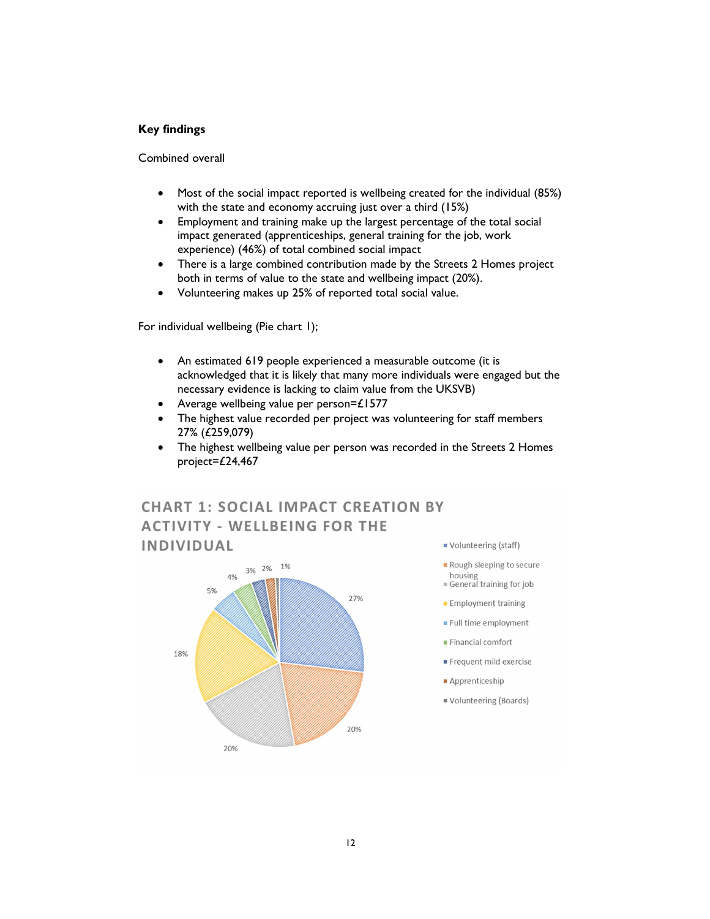**Key findings**

Combined overall

- Most of the social impact reported is wellbeing created for the individual (85%) with the state and economy accruing just over a third (15%)
- Employment and training make up the largest percentage of the total social impact generated (apprenticeships, general training for the job, work experience) (46%) of total combined social impact
- There is a large combined contribution made by the Streets 2 Homes project both in terms of value to the state and wellbeing impact (20%).
- Volunteering makes up 25% of reported total social value.

For individual wellbeing (Pie chart 1);

- An estimated 619 people experienced a measurable outcome (it is acknowledged that it is likely that many more individuals were engaged but the necessary evidence is lacking to claim value from the UKSVB)
- Average wellbeing value per person=£1577
- The highest value recorded per project was volunteering for staff members 27% (£259,079)
- The highest wellbeing value per person was recorded in the Streets 2 Homes project=£24,467

**CHART 1: SOCIAL IMPACT CREATION BY ACTIVITY - WELLBEING FOR THE INDIVIDUAL**

| Activity | % |
|---|---|
| Volunteering (staff) | 27% |
| Rough sleeping to secure housing | 20% |
| General training for job | 20% |
| Employment training | 18% |
| Full time employment | 5% |
| Financial comfort | 4% |
| Frequent mild exercise | 3% |
| Apprenticeship | 2% |
| Volunteering (Boards) | 1% |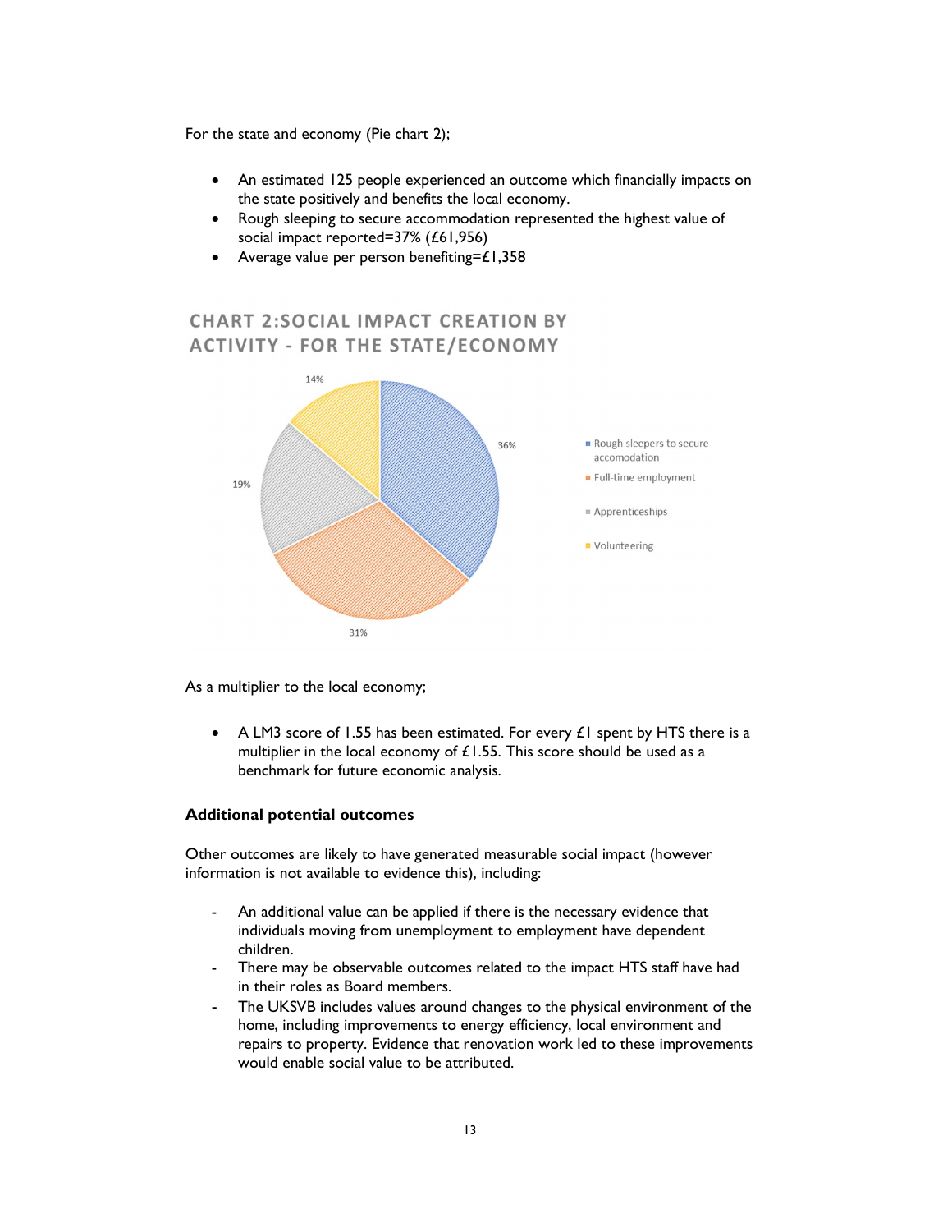For the state and economy (Pie chart 2);

- An estimated 125 people experienced an outcome which financially impacts on the state positively and benefits the local economy.
- Rough sleeping to secure accommodation represented the highest value of social impact reported=37% (£61,956)
- Average value per person benefiting=£1,358

CHART 2:SOCIAL IMPACT CREATION BY ACTIVITY - FOR THE STATE/ECONOMY

| Activity | Share |
|---|---|
| Rough sleepers to secure accomodation | 36% |
| Full-time employment | 31% |
| Apprenticeships | 19% |
| Volunteering | 14% |

As a multiplier to the local economy;

- A LM3 score of 1.55 has been estimated. For every £1 spent by HTS there is a multiplier in the local economy of £1.55. This score should be used as a benchmark for future economic analysis.

**Additional potential outcomes**

Other outcomes are likely to have generated measurable social impact (however information is not available to evidence this), including:

- An additional value can be applied if there is the necessary evidence that individuals moving from unemployment to employment have dependent children.
- There may be observable outcomes related to the impact HTS staff have had in their roles as Board members.
- The UKSVB includes values around changes to the physical environment of the home, including improvements to energy efficiency, local environment and repairs to property. Evidence that renovation work led to these improvements would enable social value to be attributed.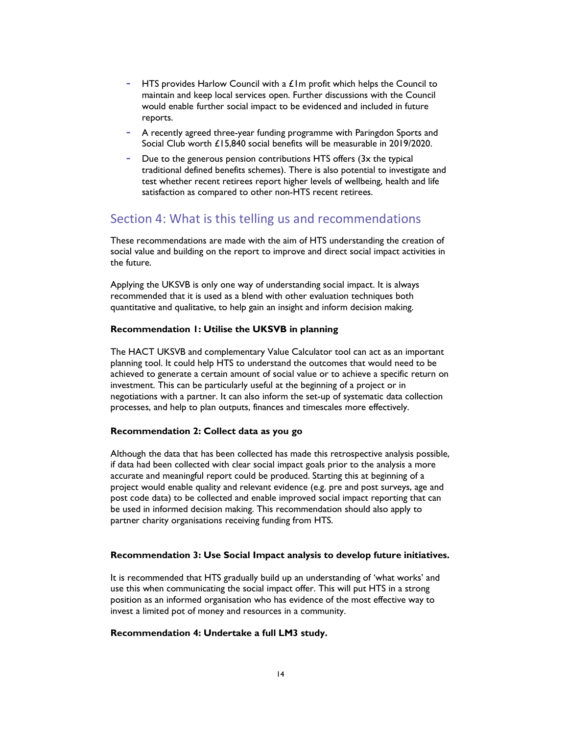- HTS provides Harlow Council with a £1m profit which helps the Council to maintain and keep local services open. Further discussions with the Council would enable further social impact to be evidenced and included in future reports.
- A recently agreed three-year funding programme with Paringdon Sports and Social Club worth £15,840 social benefits will be measurable in 2019/2020.
- Due to the generous pension contributions HTS offers (3x the typical traditional defined benefits schemes). There is also potential to investigate and test whether recent retirees report higher levels of wellbeing, health and life satisfaction as compared to other non-HTS recent retirees.

## Section 4: What is this telling us and recommendations

These recommendations are made with the aim of HTS understanding the creation of social value and building on the report to improve and direct social impact activities in the future.

Applying the UKSVB is only one way of understanding social impact. It is always recommended that it is used as a blend with other evaluation techniques both quantitative and qualitative, to help gain an insight and inform decision making.

**Recommendation 1: Utilise the UKSVB in planning**

The HACT UKSVB and complementary Value Calculator tool can act as an important planning tool. It could help HTS to understand the outcomes that would need to be achieved to generate a certain amount of social value or to achieve a specific return on investment. This can be particularly useful at the beginning of a project or in negotiations with a partner. It can also inform the set-up of systematic data collection processes, and help to plan outputs, finances and timescales more effectively.

**Recommendation 2: Collect data as you go**

Although the data that has been collected has made this retrospective analysis possible, if data had been collected with clear social impact goals prior to the analysis a more accurate and meaningful report could be produced. Starting this at beginning of a project would enable quality and relevant evidence (e.g. pre and post surveys, age and post code data) to be collected and enable improved social impact reporting that can be used in informed decision making. This recommendation should also apply to partner charity organisations receiving funding from HTS.

**Recommendation 3: Use Social Impact analysis to develop future initiatives.**

It is recommended that HTS gradually build up an understanding of 'what works' and use this when communicating the social impact offer. This will put HTS in a strong position as an informed organisation who has evidence of the most effective way to invest a limited pot of money and resources in a community.

**Recommendation 4: Undertake a full LM3 study.**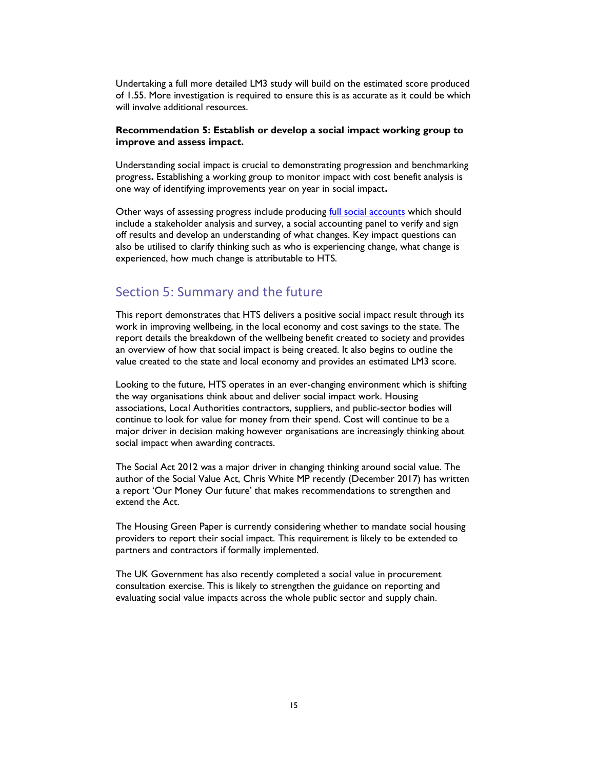Undertaking a full more detailed LM3 study will build on the estimated score produced of 1.55. More investigation is required to ensure this is as accurate as it could be which will involve additional resources.

**Recommendation 5: Establish or develop a social impact working group to improve and assess impact.**

Understanding social impact is crucial to demonstrating progression and benchmarking progress**.** Establishing a working group to monitor impact with cost benefit analysis is one way of identifying improvements year on year in social impact**.**

Other ways of assessing progress include producing full social accounts which should include a stakeholder analysis and survey, a social accounting panel to verify and sign off results and develop an understanding of what changes. Key impact questions can also be utilised to clarify thinking such as who is experiencing change, what change is experienced, how much change is attributable to HTS.

## Section 5: Summary and the future

This report demonstrates that HTS delivers a positive social impact result through its work in improving wellbeing, in the local economy and cost savings to the state. The report details the breakdown of the wellbeing benefit created to society and provides an overview of how that social impact is being created. It also begins to outline the value created to the state and local economy and provides an estimated LM3 score.

Looking to the future, HTS operates in an ever-changing environment which is shifting the way organisations think about and deliver social impact work. Housing associations, Local Authorities contractors, suppliers, and public-sector bodies will continue to look for value for money from their spend. Cost will continue to be a major driver in decision making however organisations are increasingly thinking about social impact when awarding contracts.

The Social Act 2012 was a major driver in changing thinking around social value. The author of the Social Value Act, Chris White MP recently (December 2017) has written a report 'Our Money Our future' that makes recommendations to strengthen and extend the Act.

The Housing Green Paper is currently considering whether to mandate social housing providers to report their social impact. This requirement is likely to be extended to partners and contractors if formally implemented.

The UK Government has also recently completed a social value in procurement consultation exercise. This is likely to strengthen the guidance on reporting and evaluating social value impacts across the whole public sector and supply chain.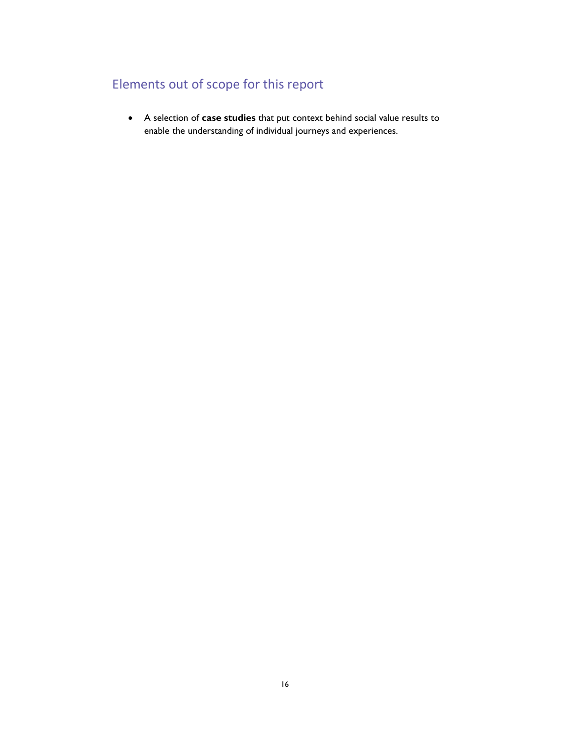## Elements out of scope for this report

- A selection of **case studies** that put context behind social value results to enable the understanding of individual journeys and experiences.